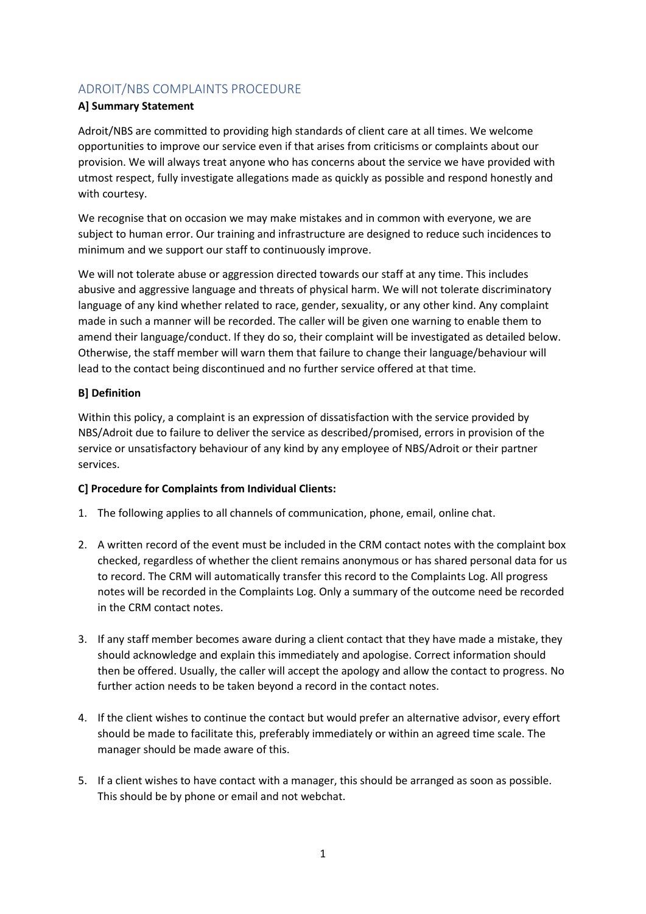## ADROIT/NBS COMPLAINTS PROCEDURE

**A] Summary Statement**

Adroit/NBS are committed to providing high standards of client care at all times. We welcome opportunities to improve our service even if that arises from criticisms or complaints about our provision. We will always treat anyone who has concerns about the service we have provided with utmost respect, fully investigate allegations made as quickly as possible and respond honestly and with courtesy.

We recognise that on occasion we may make mistakes and in common with everyone, we are subject to human error. Our training and infrastructure are designed to reduce such incidences to minimum and we support our staff to continuously improve.

We will not tolerate abuse or aggression directed towards our staff at any time. This includes abusive and aggressive language and threats of physical harm. We will not tolerate discriminatory language of any kind whether related to race, gender, sexuality, or any other kind. Any complaint made in such a manner will be recorded. The caller will be given one warning to enable them to amend their language/conduct. If they do so, their complaint will be investigated as detailed below. Otherwise, the staff member will warn them that failure to change their language/behaviour will lead to the contact being discontinued and no further service offered at that time.

**B] Definition**

Within this policy, a complaint is an expression of dissatisfaction with the service provided by NBS/Adroit due to failure to deliver the service as described/promised, errors in provision of the service or unsatisfactory behaviour of any kind by any employee of NBS/Adroit or their partner services.

**C] Procedure for Complaints from Individual Clients:**

1. The following applies to all channels of communication, phone, email, online chat.

2. A written record of the event must be included in the CRM contact notes with the complaint box checked, regardless of whether the client remains anonymous or has shared personal data for us to record. The CRM will automatically transfer this record to the Complaints Log. All progress notes will be recorded in the Complaints Log. Only a summary of the outcome need be recorded in the CRM contact notes.

3. If any staff member becomes aware during a client contact that they have made a mistake, they should acknowledge and explain this immediately and apologise. Correct information should then be offered. Usually, the caller will accept the apology and allow the contact to progress. No further action needs to be taken beyond a record in the contact notes.

4. If the client wishes to continue the contact but would prefer an alternative advisor, every effort should be made to facilitate this, preferably immediately or within an agreed time scale. The manager should be made aware of this.

5. If a client wishes to have contact with a manager, this should be arranged as soon as possible. This should be by phone or email and not webchat.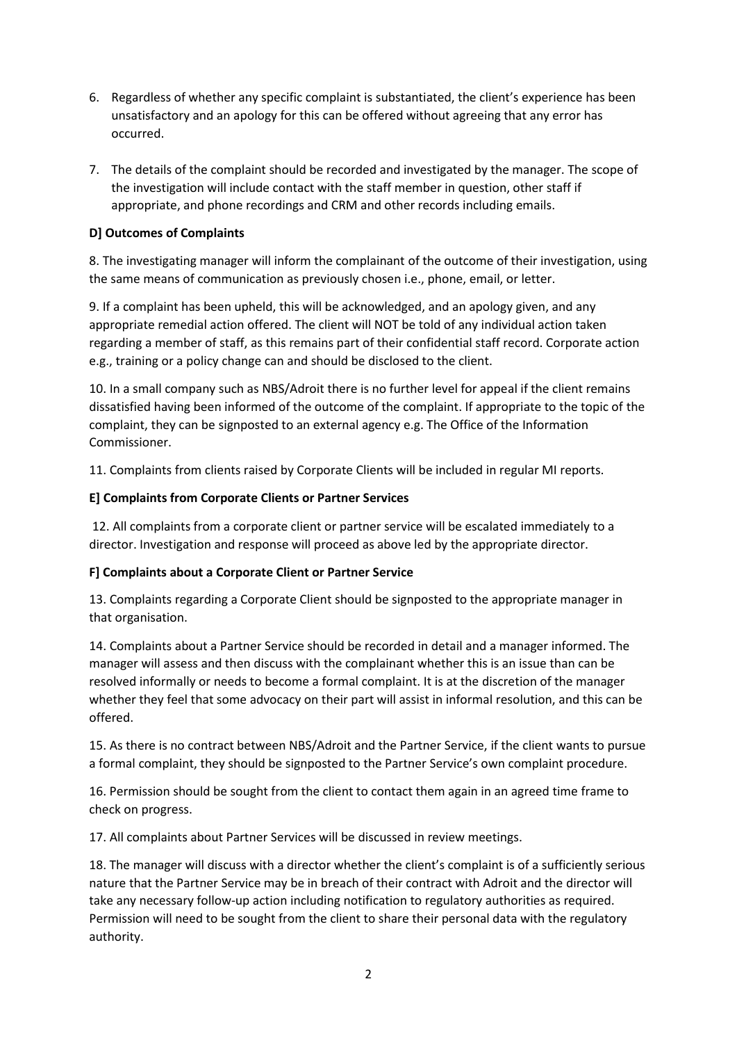6. Regardless of whether any specific complaint is substantiated, the client's experience has been unsatisfactory and an apology for this can be offered without agreeing that any error has occurred.

7. The details of the complaint should be recorded and investigated by the manager. The scope of the investigation will include contact with the staff member in question, other staff if appropriate, and phone recordings and CRM and other records including emails.

**D] Outcomes of Complaints**

8. The investigating manager will inform the complainant of the outcome of their investigation, using the same means of communication as previously chosen i.e., phone, email, or letter.

9. If a complaint has been upheld, this will be acknowledged, and an apology given, and any appropriate remedial action offered. The client will NOT be told of any individual action taken regarding a member of staff, as this remains part of their confidential staff record. Corporate action e.g., training or a policy change can and should be disclosed to the client.

10. In a small company such as NBS/Adroit there is no further level for appeal if the client remains dissatisfied having been informed of the outcome of the complaint. If appropriate to the topic of the complaint, they can be signposted to an external agency e.g. The Office of the Information Commissioner.

11. Complaints from clients raised by Corporate Clients will be included in regular MI reports.

**E] Complaints from Corporate Clients or Partner Services**

12. All complaints from a corporate client or partner service will be escalated immediately to a director. Investigation and response will proceed as above led by the appropriate director.

**F] Complaints about a Corporate Client or Partner Service**

13. Complaints regarding a Corporate Client should be signposted to the appropriate manager in that organisation.

14. Complaints about a Partner Service should be recorded in detail and a manager informed. The manager will assess and then discuss with the complainant whether this is an issue than can be resolved informally or needs to become a formal complaint. It is at the discretion of the manager whether they feel that some advocacy on their part will assist in informal resolution, and this can be offered.

15. As there is no contract between NBS/Adroit and the Partner Service, if the client wants to pursue a formal complaint, they should be signposted to the Partner Service's own complaint procedure.

16. Permission should be sought from the client to contact them again in an agreed time frame to check on progress.

17. All complaints about Partner Services will be discussed in review meetings.

18. The manager will discuss with a director whether the client's complaint is of a sufficiently serious nature that the Partner Service may be in breach of their contract with Adroit and the director will take any necessary follow-up action including notification to regulatory authorities as required. Permission will need to be sought from the client to share their personal data with the regulatory authority.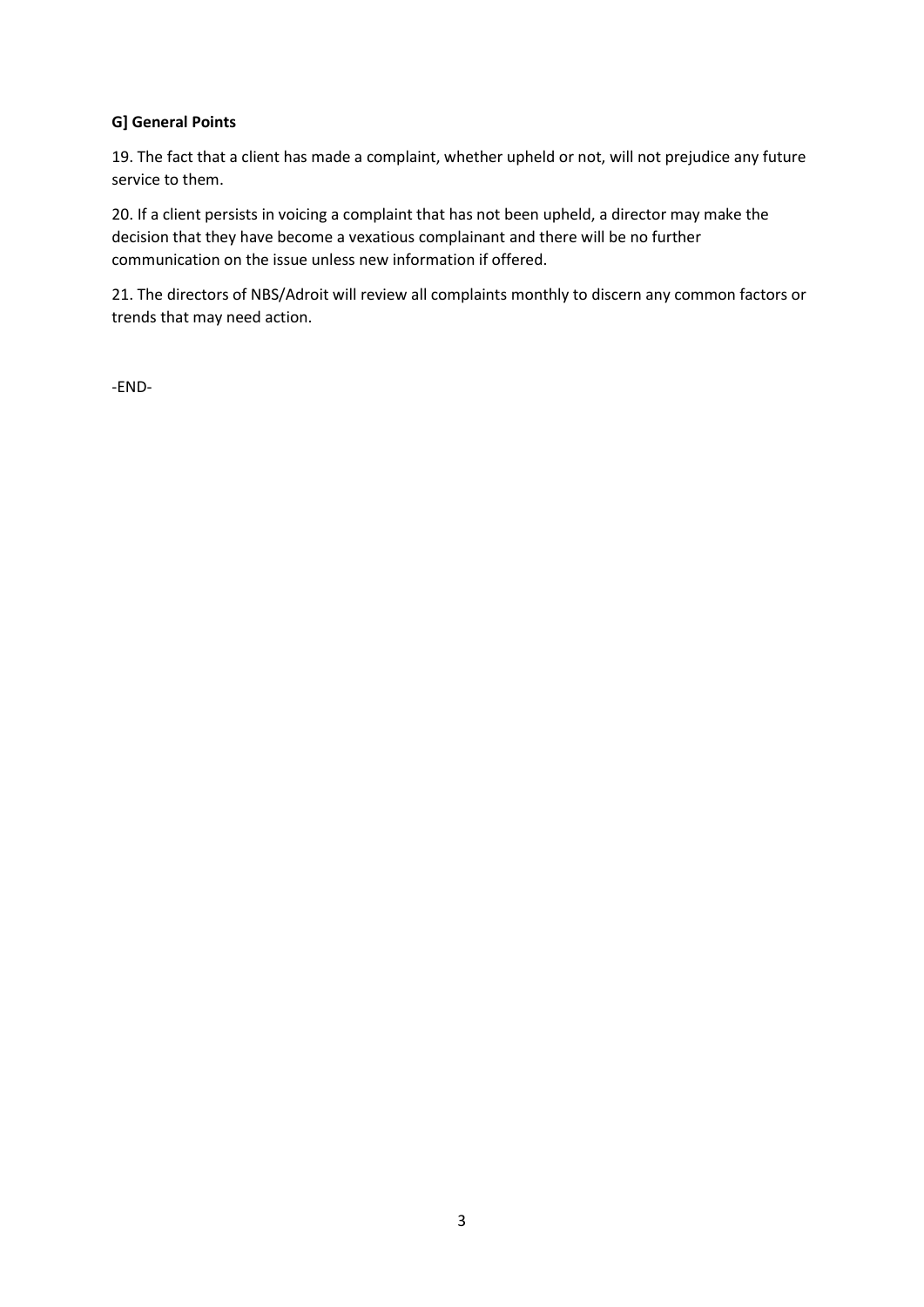**G] General Points**

19. The fact that a client has made a complaint, whether upheld or not, will not prejudice any future service to them.

20. If a client persists in voicing a complaint that has not been upheld, a director may make the decision that they have become a vexatious complainant and there will be no further communication on the issue unless new information if offered.

21. The directors of NBS/Adroit will review all complaints monthly to discern any common factors or trends that may need action.

-END-